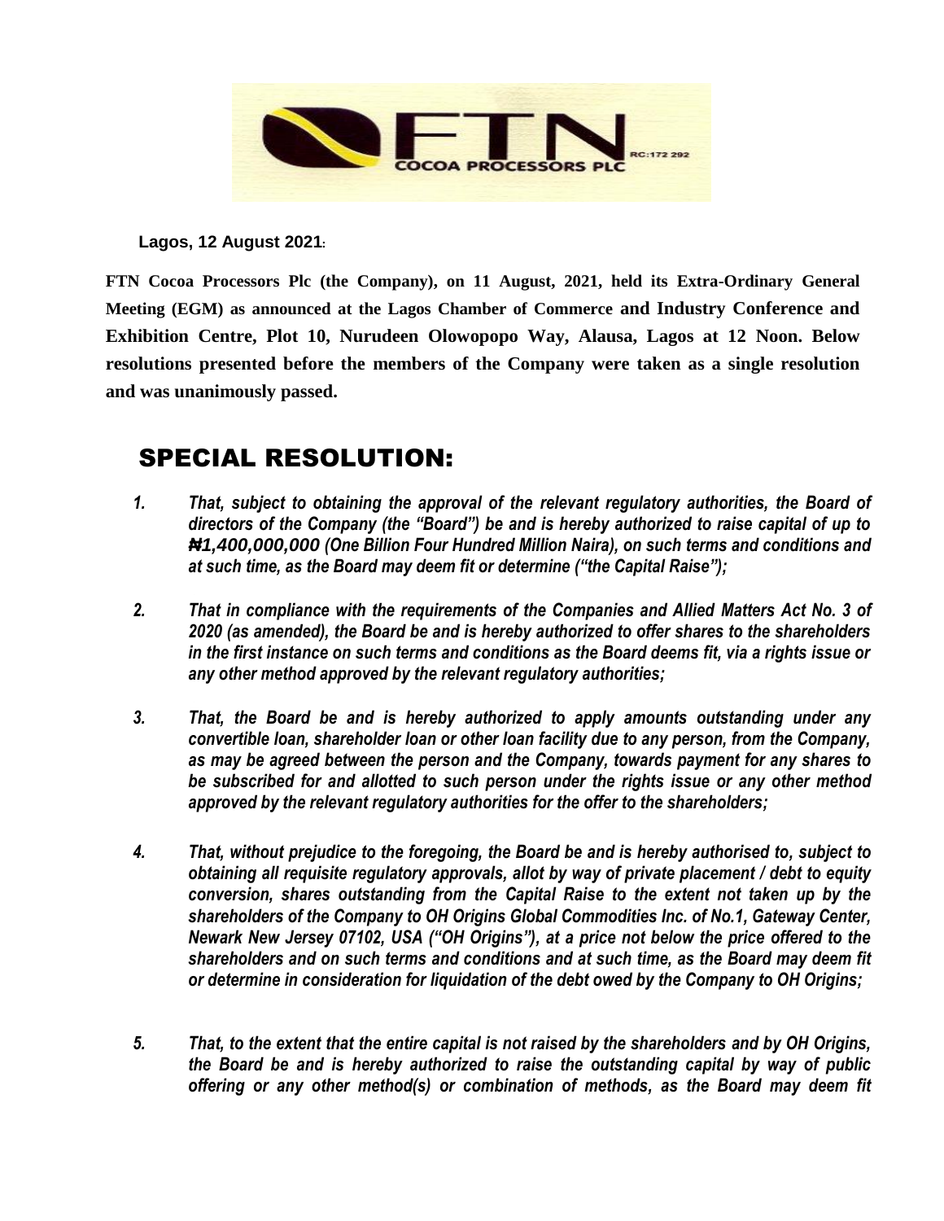FTN COCOA PROCESSORS PLC RC:172 292

**Lagos, 12 August 2021:**

**FTN Cocoa Processors Plc (the Company), on 11 August, 2021, held its Extra-Ordinary General Meeting (EGM) as announced at the Lagos Chamber of Commerce and Industry Conference and Exhibition Centre, Plot 10, Nurudeen Olowopopo Way, Alausa, Lagos at 12 Noon. Below resolutions presented before the members of the Company were taken as a single resolution and was unanimously passed.**

## SPECIAL RESOLUTION:

1. ***That, subject to obtaining the approval of the relevant regulatory authorities, the Board of directors of the Company (the "Board") be and is hereby authorized to raise capital of up to ₦1,400,000,000 (One Billion Four Hundred Million Naira), on such terms and conditions and at such time, as the Board may deem fit or determine ("the Capital Raise");***

2. ***That in compliance with the requirements of the Companies and Allied Matters Act No. 3 of 2020 (as amended), the Board be and is hereby authorized to offer shares to the shareholders in the first instance on such terms and conditions as the Board deems fit, via a rights issue or any other method approved by the relevant regulatory authorities;***

3. ***That, the Board be and is hereby authorized to apply amounts outstanding under any convertible loan, shareholder loan or other loan facility due to any person, from the Company, as may be agreed between the person and the Company, towards payment for any shares to be subscribed for and allotted to such person under the rights issue or any other method approved by the relevant regulatory authorities for the offer to the shareholders;***

4. ***That, without prejudice to the foregoing, the Board be and is hereby authorised to, subject to obtaining all requisite regulatory approvals, allot by way of private placement / debt to equity conversion, shares outstanding from the Capital Raise to the extent not taken up by the shareholders of the Company to OH Origins Global Commodities Inc. of No.1, Gateway Center, Newark New Jersey 07102, USA ("OH Origins"), at a price not below the price offered to the shareholders and on such terms and conditions and at such time, as the Board may deem fit or determine in consideration for liquidation of the debt owed by the Company to OH Origins;***

5. ***That, to the extent that the entire capital is not raised by the shareholders and by OH Origins, the Board be and is hereby authorized to raise the outstanding capital by way of public offering or any other method(s) or combination of methods, as the Board may deem fit***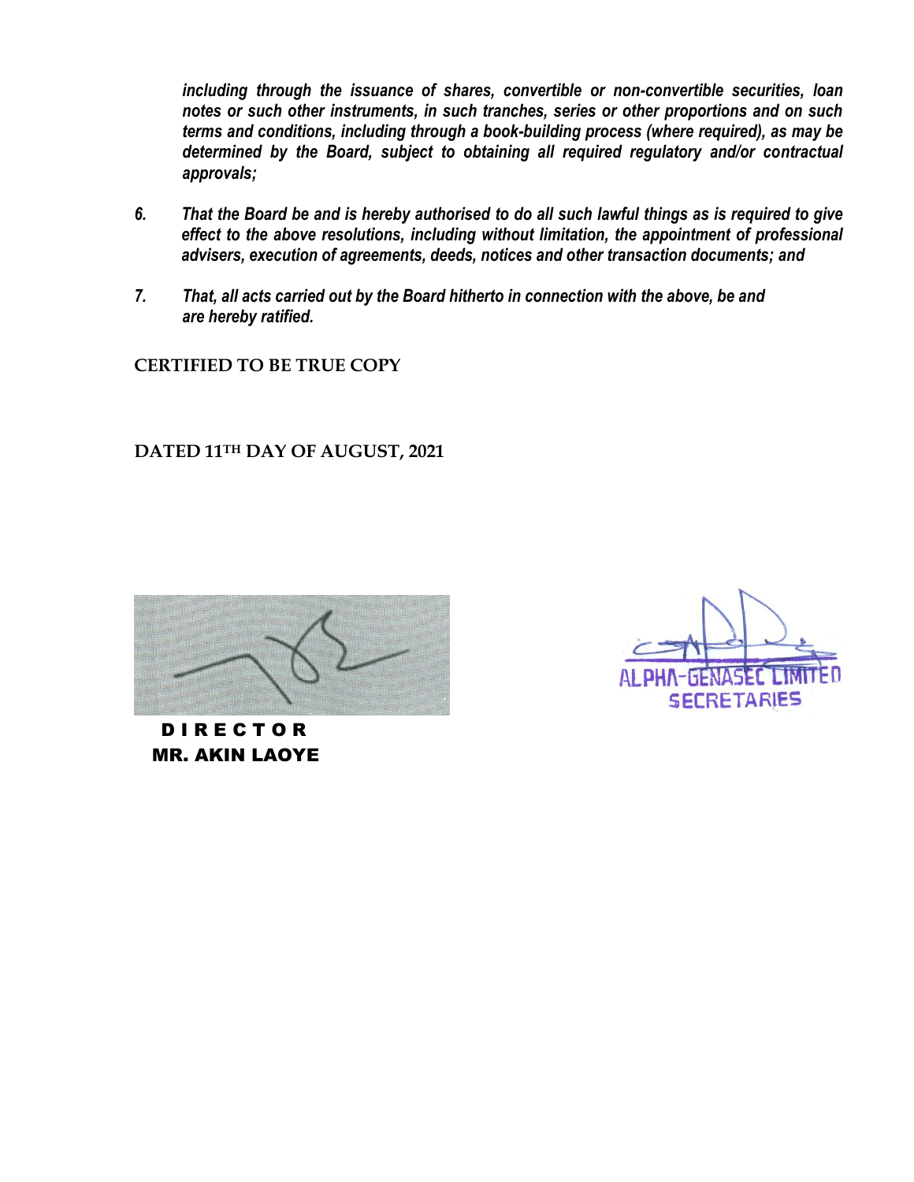*including through the issuance of shares, convertible or non-convertible securities, loan notes or such other instruments, in such tranches, series or other proportions and on such terms and conditions, including through a book-building process (where required), as may be determined by the Board, subject to obtaining all required regulatory and/or contractual approvals;*

6. ***That the Board be and is hereby authorised to do all such lawful things as is required to give effect to the above resolutions, including without limitation, the appointment of professional advisers, execution of agreements, deeds, notices and other transaction documents; and***

7. ***That, all acts carried out by the Board hitherto in connection with the above, be and are hereby ratified.***

**CERTIFIED TO BE TRUE COPY**

**DATED 11TH DAY OF AUGUST, 2021**

**DIRECTOR**
**MR. AKIN LAOYE**

ALPHA-GENASEC LIMITED
SECRETARIES